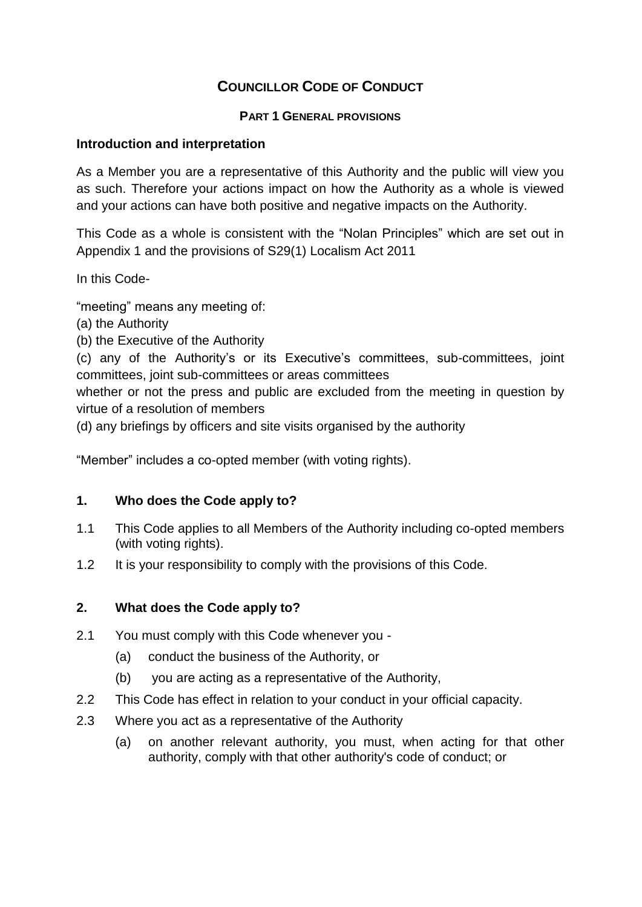# COUNCILLOR CODE OF CONDUCT

## PART 1 GENERAL PROVISIONS

### Introduction and interpretation

As a Member you are a representative of this Authority and the public will view you as such. Therefore your actions impact on how the Authority as a whole is viewed and your actions can have both positive and negative impacts on the Authority.

This Code as a whole is consistent with the "Nolan Principles" which are set out in Appendix 1 and the provisions of S29(1) Localism Act 2011

In this Code-

"meeting" means any meeting of:
(a) the Authority
(b) the Executive of the Authority
(c) any of the Authority's or its Executive's committees, sub-committees, joint committees, joint sub-committees or areas committees
whether or not the press and public are excluded from the meeting in question by virtue of a resolution of members
(d) any briefings by officers and site visits organised by the authority

"Member" includes a co-opted member (with voting rights).

### 1. Who does the Code apply to?

1.1 This Code applies to all Members of the Authority including co-opted members (with voting rights).

1.2 It is your responsibility to comply with the provisions of this Code.

### 2. What does the Code apply to?

2.1 You must comply with this Code whenever you -

  (a) conduct the business of the Authority, or

  (b) you are acting as a representative of the Authority,

2.2 This Code has effect in relation to your conduct in your official capacity.

2.3 Where you act as a representative of the Authority

  (a) on another relevant authority, you must, when acting for that other authority, comply with that other authority's code of conduct; or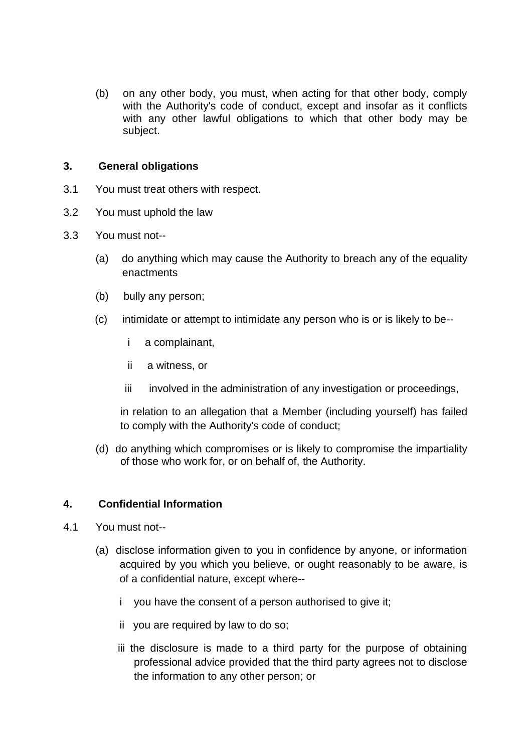(b) on any other body, you must, when acting for that other body, comply with the Authority's code of conduct, except and insofar as it conflicts with any other lawful obligations to which that other body may be subject.

## 3. General obligations

3.1 You must treat others with respect.

3.2 You must uphold the law

3.3 You must not--

(a) do anything which may cause the Authority to breach any of the equality enactments

(b) bully any person;

(c) intimidate or attempt to intimidate any person who is or is likely to be--

i a complainant,

ii a witness, or

iii involved in the administration of any investigation or proceedings,

in relation to an allegation that a Member (including yourself) has failed to comply with the Authority's code of conduct;

(d) do anything which compromises or is likely to compromise the impartiality of those who work for, or on behalf of, the Authority.

## 4. Confidential Information

4.1 You must not--

(a) disclose information given to you in confidence by anyone, or information acquired by you which you believe, or ought reasonably to be aware, is of a confidential nature, except where--

i you have the consent of a person authorised to give it;

ii you are required by law to do so;

iii the disclosure is made to a third party for the purpose of obtaining professional advice provided that the third party agrees not to disclose the information to any other person; or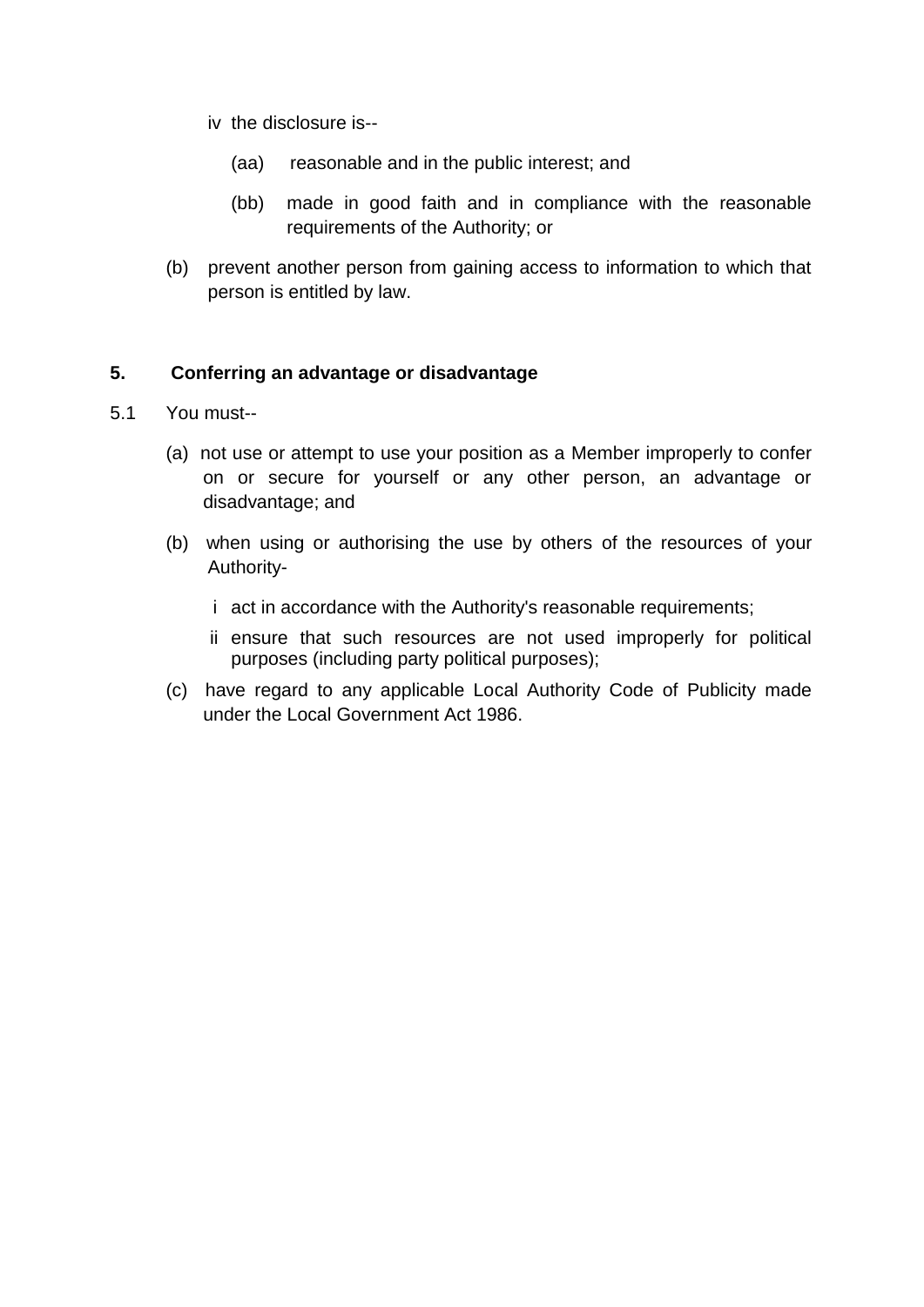iv the disclosure is--

(aa) reasonable and in the public interest; and

(bb) made in good faith and in compliance with the reasonable requirements of the Authority; or

(b) prevent another person from gaining access to information to which that person is entitled by law.

**5. Conferring an advantage or disadvantage**

5.1 You must--

(a) not use or attempt to use your position as a Member improperly to confer on or secure for yourself or any other person, an advantage or disadvantage; and

(b) when using or authorising the use by others of the resources of your Authority-

i act in accordance with the Authority's reasonable requirements;

ii ensure that such resources are not used improperly for political purposes (including party political purposes);

(c) have regard to any applicable Local Authority Code of Publicity made under the Local Government Act 1986.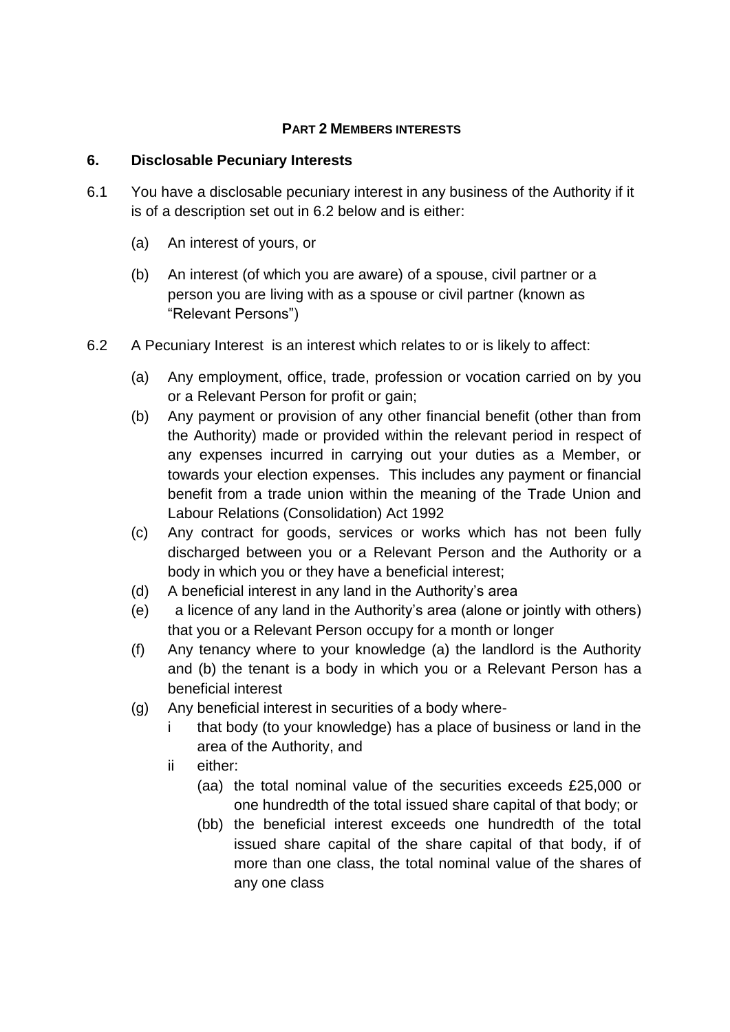**PART 2 MEMBERS INTERESTS**

## 6. Disclosable Pecuniary Interests

6.1 You have a disclosable pecuniary interest in any business of the Authority if it is of a description set out in 6.2 below and is either:

- (a) An interest of yours, or
- (b) An interest (of which you are aware) of a spouse, civil partner or a person you are living with as a spouse or civil partner (known as "Relevant Persons")

6.2 A Pecuniary Interest is an interest which relates to or is likely to affect:

- (a) Any employment, office, trade, profession or vocation carried on by you or a Relevant Person for profit or gain;
- (b) Any payment or provision of any other financial benefit (other than from the Authority) made or provided within the relevant period in respect of any expenses incurred in carrying out your duties as a Member, or towards your election expenses. This includes any payment or financial benefit from a trade union within the meaning of the Trade Union and Labour Relations (Consolidation) Act 1992
- (c) Any contract for goods, services or works which has not been fully discharged between you or a Relevant Person and the Authority or a body in which you or they have a beneficial interest;
- (d) A beneficial interest in any land in the Authority's area
- (e) a licence of any land in the Authority's area (alone or jointly with others) that you or a Relevant Person occupy for a month or longer
- (f) Any tenancy where to your knowledge (a) the landlord is the Authority and (b) the tenant is a body in which you or a Relevant Person has a beneficial interest
- (g) Any beneficial interest in securities of a body where-
  - i that body (to your knowledge) has a place of business or land in the area of the Authority, and
  - ii either:
    - (aa) the total nominal value of the securities exceeds £25,000 or one hundredth of the total issued share capital of that body; or
    - (bb) the beneficial interest exceeds one hundredth of the total issued share capital of the share capital of that body, if of more than one class, the total nominal value of the shares of any one class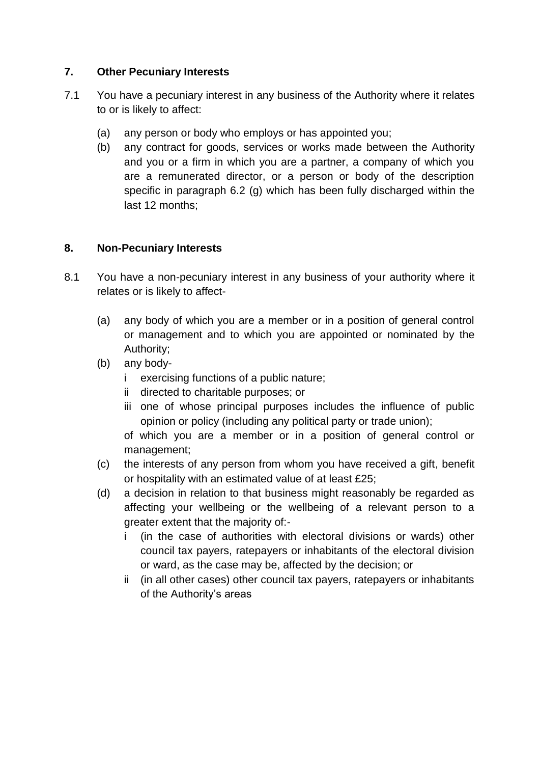## 7. Other Pecuniary Interests

7.1 You have a pecuniary interest in any business of the Authority where it relates to or is likely to affect:

- (a) any person or body who employs or has appointed you;
- (b) any contract for goods, services or works made between the Authority and you or a firm in which you are a partner, a company of which you are a remunerated director, or a person or body of the description specific in paragraph 6.2 (g) which has been fully discharged within the last 12 months;

## 8. Non-Pecuniary Interests

8.1 You have a non-pecuniary interest in any business of your authority where it relates or is likely to affect-

- (a) any body of which you are a member or in a position of general control or management and to which you are appointed or nominated by the Authority;
- (b) any body-
  - i exercising functions of a public nature;
  - ii directed to charitable purposes; or
  - iii one of whose principal purposes includes the influence of public opinion or policy (including any political party or trade union);

  of which you are a member or in a position of general control or management;
- (c) the interests of any person from whom you have received a gift, benefit or hospitality with an estimated value of at least £25;
- (d) a decision in relation to that business might reasonably be regarded as affecting your wellbeing or the wellbeing of a relevant person to a greater extent that the majority of:-
  - i (in the case of authorities with electoral divisions or wards) other council tax payers, ratepayers or inhabitants of the electoral division or ward, as the case may be, affected by the decision; or
  - ii (in all other cases) other council tax payers, ratepayers or inhabitants of the Authority's areas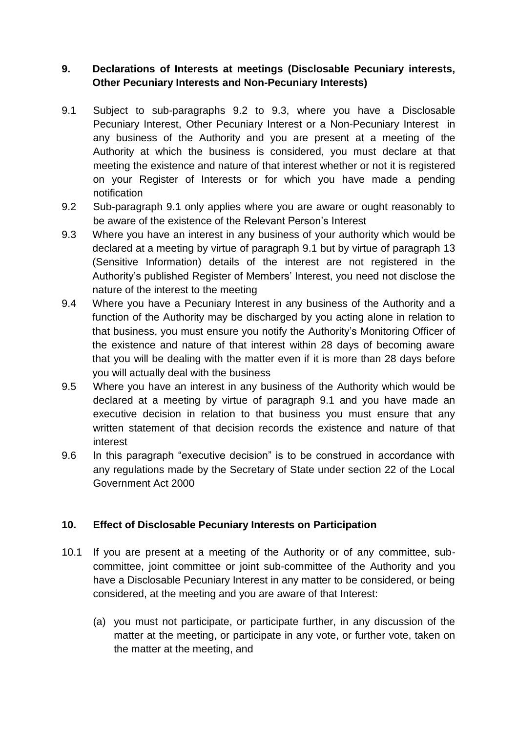## 9. Declarations of Interests at meetings (Disclosable Pecuniary interests, Other Pecuniary Interests and Non-Pecuniary Interests)

9.1 Subject to sub-paragraphs 9.2 to 9.3, where you have a Disclosable Pecuniary Interest, Other Pecuniary Interest or a Non-Pecuniary Interest in any business of the Authority and you are present at a meeting of the Authority at which the business is considered, you must declare at that meeting the existence and nature of that interest whether or not it is registered on your Register of Interests or for which you have made a pending notification

9.2 Sub-paragraph 9.1 only applies where you are aware or ought reasonably to be aware of the existence of the Relevant Person's Interest

9.3 Where you have an interest in any business of your authority which would be declared at a meeting by virtue of paragraph 9.1 but by virtue of paragraph 13 (Sensitive Information) details of the interest are not registered in the Authority's published Register of Members' Interest, you need not disclose the nature of the interest to the meeting

9.4 Where you have a Pecuniary Interest in any business of the Authority and a function of the Authority may be discharged by you acting alone in relation to that business, you must ensure you notify the Authority's Monitoring Officer of the existence and nature of that interest within 28 days of becoming aware that you will be dealing with the matter even if it is more than 28 days before you will actually deal with the business

9.5 Where you have an interest in any business of the Authority which would be declared at a meeting by virtue of paragraph 9.1 and you have made an executive decision in relation to that business you must ensure that any written statement of that decision records the existence and nature of that interest

9.6 In this paragraph "executive decision" is to be construed in accordance with any regulations made by the Secretary of State under section 22 of the Local Government Act 2000

## 10. Effect of Disclosable Pecuniary Interests on Participation

10.1 If you are present at a meeting of the Authority or of any committee, sub-committee, joint committee or joint sub-committee of the Authority and you have a Disclosable Pecuniary Interest in any matter to be considered, or being considered, at the meeting and you are aware of that Interest:

(a) you must not participate, or participate further, in any discussion of the matter at the meeting, or participate in any vote, or further vote, taken on the matter at the meeting, and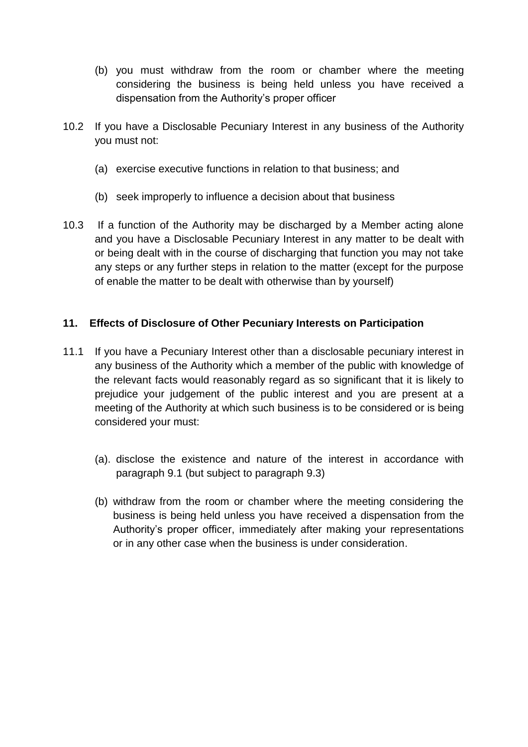(b) you must withdraw from the room or chamber where the meeting considering the business is being held unless you have received a dispensation from the Authority's proper officer

10.2 If you have a Disclosable Pecuniary Interest in any business of the Authority you must not:

(a) exercise executive functions in relation to that business; and

(b) seek improperly to influence a decision about that business

10.3 If a function of the Authority may be discharged by a Member acting alone and you have a Disclosable Pecuniary Interest in any matter to be dealt with or being dealt with in the course of discharging that function you may not take any steps or any further steps in relation to the matter (except for the purpose of enable the matter to be dealt with otherwise than by yourself)

## 11. Effects of Disclosure of Other Pecuniary Interests on Participation

11.1 If you have a Pecuniary Interest other than a disclosable pecuniary interest in any business of the Authority which a member of the public with knowledge of the relevant facts would reasonably regard as so significant that it is likely to prejudice your judgement of the public interest and you are present at a meeting of the Authority at which such business is to be considered or is being considered your must:

(a). disclose the existence and nature of the interest in accordance with paragraph 9.1 (but subject to paragraph 9.3)

(b) withdraw from the room or chamber where the meeting considering the business is being held unless you have received a dispensation from the Authority's proper officer, immediately after making your representations or in any other case when the business is under consideration.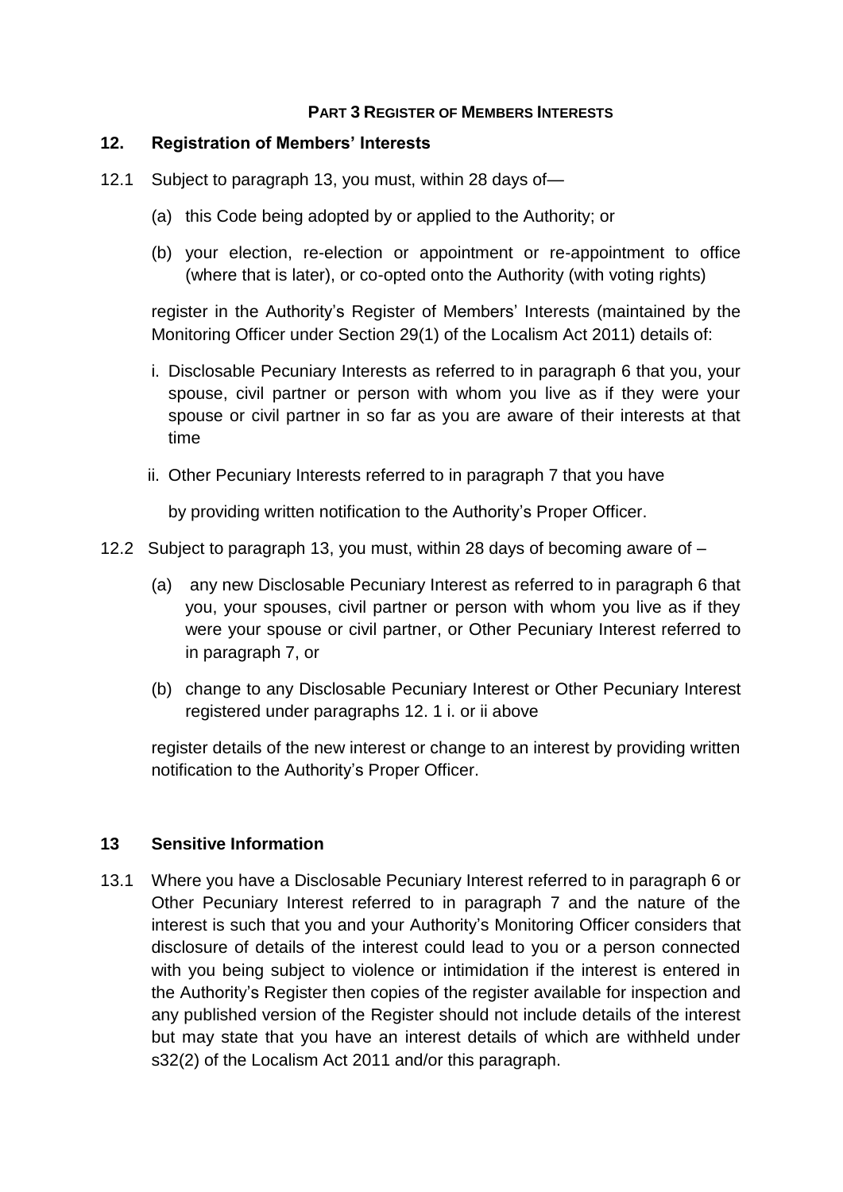## PART 3 REGISTER OF MEMBERS INTERESTS

### 12. Registration of Members' Interests

12.1 Subject to paragraph 13, you must, within 28 days of—

(a) this Code being adopted by or applied to the Authority; or

(b) your election, re-election or appointment or re-appointment to office (where that is later), or co-opted onto the Authority (with voting rights)

register in the Authority's Register of Members' Interests (maintained by the Monitoring Officer under Section 29(1) of the Localism Act 2011) details of:

i. Disclosable Pecuniary Interests as referred to in paragraph 6 that you, your spouse, civil partner or person with whom you live as if they were your spouse or civil partner in so far as you are aware of their interests at that time

ii. Other Pecuniary Interests referred to in paragraph 7 that you have

by providing written notification to the Authority's Proper Officer.

12.2 Subject to paragraph 13, you must, within 28 days of becoming aware of –

(a) any new Disclosable Pecuniary Interest as referred to in paragraph 6 that you, your spouses, civil partner or person with whom you live as if they were your spouse or civil partner, or Other Pecuniary Interest referred to in paragraph 7, or

(b) change to any Disclosable Pecuniary Interest or Other Pecuniary Interest registered under paragraphs 12. 1 i. or ii above

register details of the new interest or change to an interest by providing written notification to the Authority's Proper Officer.

### 13 Sensitive Information

13.1 Where you have a Disclosable Pecuniary Interest referred to in paragraph 6 or Other Pecuniary Interest referred to in paragraph 7 and the nature of the interest is such that you and your Authority's Monitoring Officer considers that disclosure of details of the interest could lead to you or a person connected with you being subject to violence or intimidation if the interest is entered in the Authority's Register then copies of the register available for inspection and any published version of the Register should not include details of the interest but may state that you have an interest details of which are withheld under s32(2) of the Localism Act 2011 and/or this paragraph.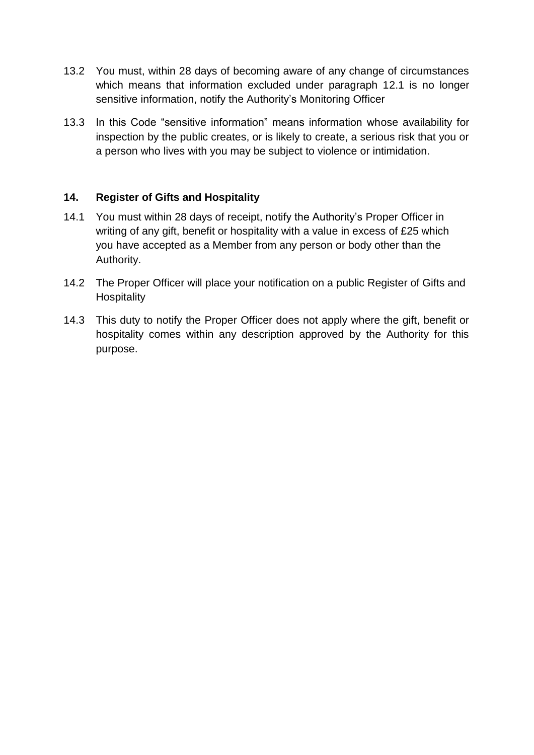13.2 You must, within 28 days of becoming aware of any change of circumstances which means that information excluded under paragraph 12.1 is no longer sensitive information, notify the Authority's Monitoring Officer

13.3 In this Code "sensitive information" means information whose availability for inspection by the public creates, or is likely to create, a serious risk that you or a person who lives with you may be subject to violence or intimidation.

## 14. Register of Gifts and Hospitality

14.1 You must within 28 days of receipt, notify the Authority's Proper Officer in writing of any gift, benefit or hospitality with a value in excess of £25 which you have accepted as a Member from any person or body other than the Authority.

14.2 The Proper Officer will place your notification on a public Register of Gifts and Hospitality

14.3 This duty to notify the Proper Officer does not apply where the gift, benefit or hospitality comes within any description approved by the Authority for this purpose.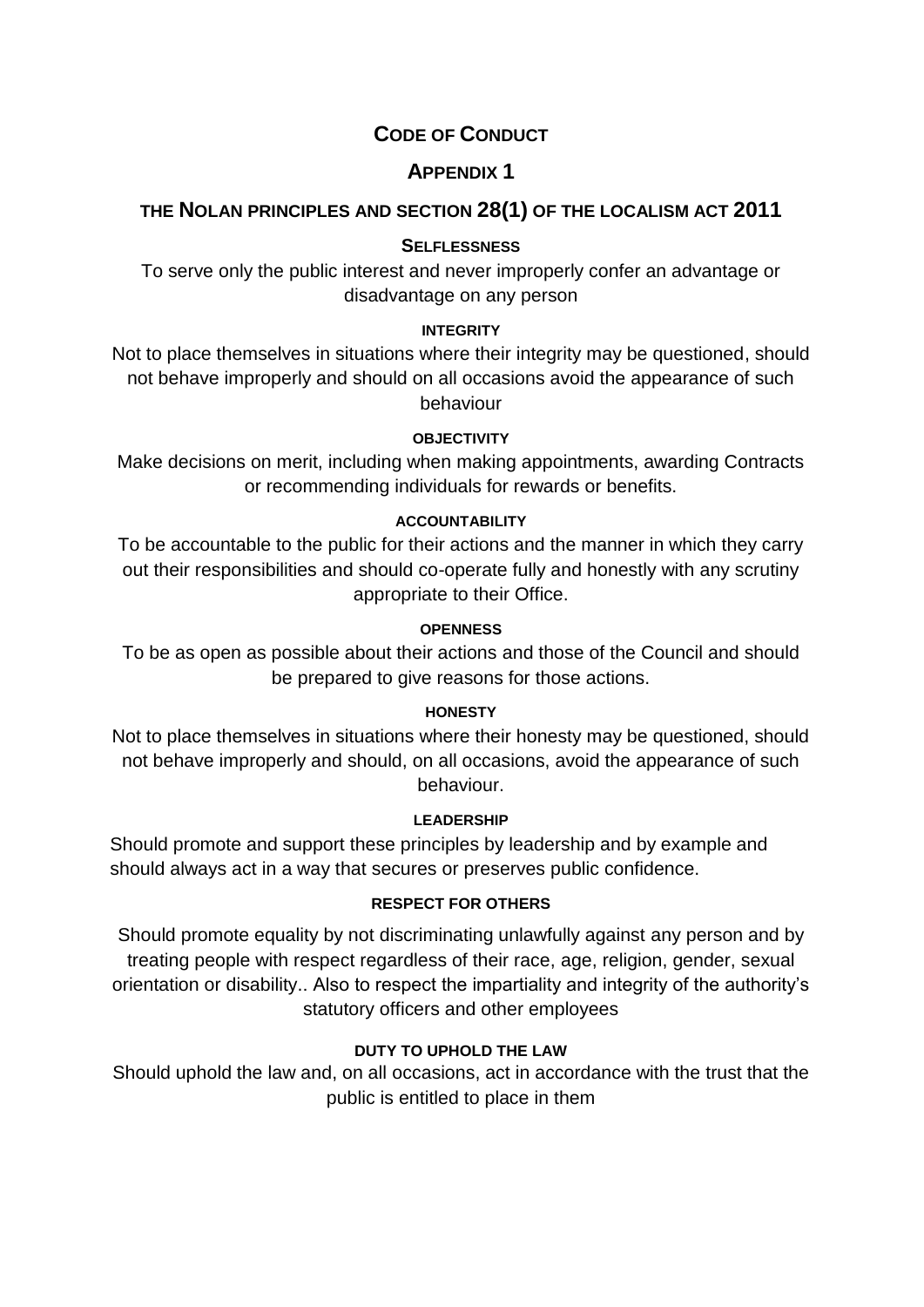# CODE OF CONDUCT

## APPENDIX 1

## THE NOLAN PRINCIPLES AND SECTION 28(1) OF THE LOCALISM ACT 2011

### SELFLESSNESS

To serve only the public interest and never improperly confer an advantage or disadvantage on any person

### INTEGRITY

Not to place themselves in situations where their integrity may be questioned, should not behave improperly and should on all occasions avoid the appearance of such behaviour

### OBJECTIVITY

Make decisions on merit, including when making appointments, awarding Contracts or recommending individuals for rewards or benefits.

### ACCOUNTABILITY

To be accountable to the public for their actions and the manner in which they carry out their responsibilities and should co-operate fully and honestly with any scrutiny appropriate to their Office.

### OPENNESS

To be as open as possible about their actions and those of the Council and should be prepared to give reasons for those actions.

### HONESTY

Not to place themselves in situations where their honesty may be questioned, should not behave improperly and should, on all occasions, avoid the appearance of such behaviour.

### LEADERSHIP

Should promote and support these principles by leadership and by example and should always act in a way that secures or preserves public confidence.

### RESPECT FOR OTHERS

Should promote equality by not discriminating unlawfully against any person and by treating people with respect regardless of their race, age, religion, gender, sexual orientation or disability.. Also to respect the impartiality and integrity of the authority's statutory officers and other employees

### DUTY TO UPHOLD THE LAW

Should uphold the law and, on all occasions, act in accordance with the trust that the public is entitled to place in them